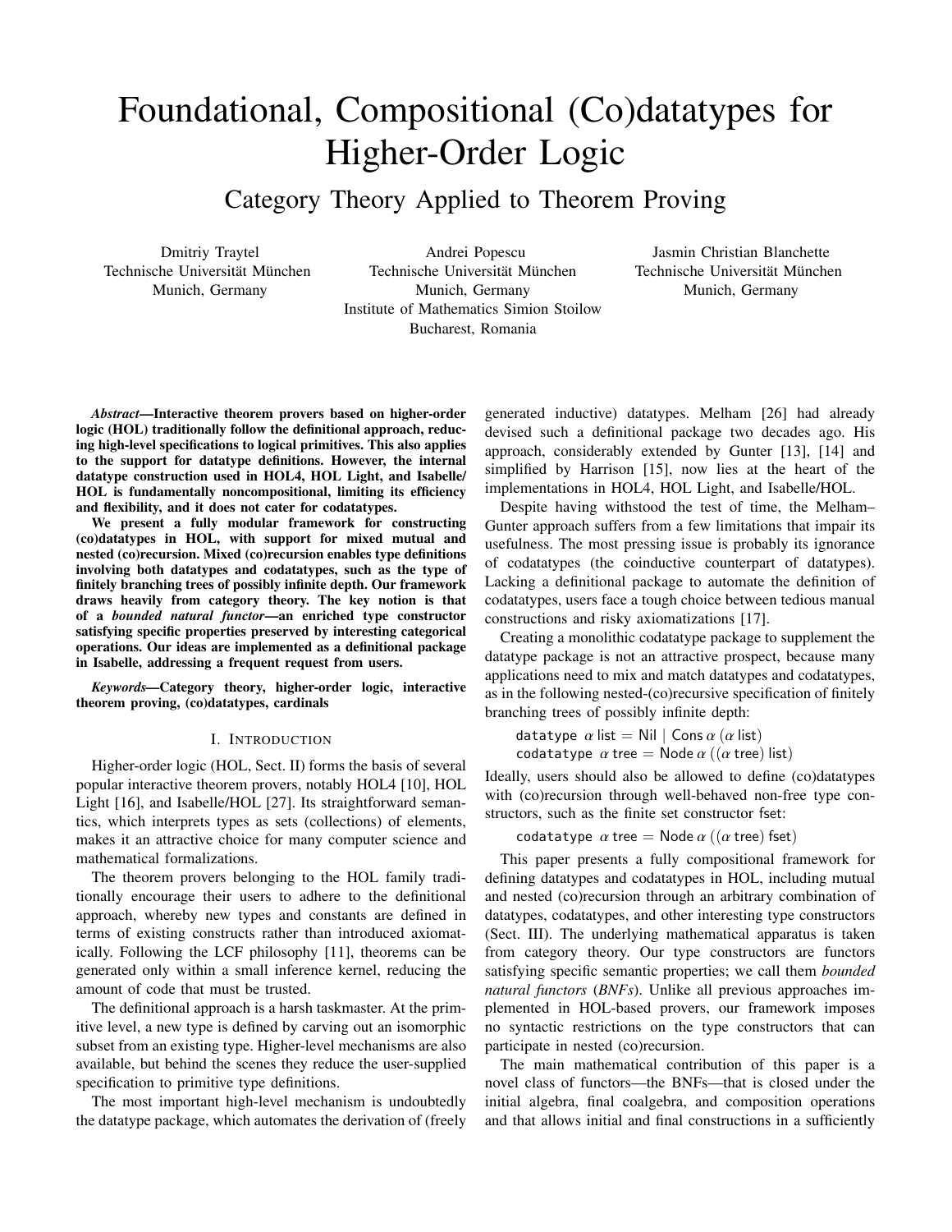# Foundational, Compositional (Co)datatypes for Higher-Order Logic

## Category Theory Applied to Theorem Proving

Dmitriy Traytel
Technische Universität München
Munich, Germany

Andrei Popescu
Technische Universität München
Munich, Germany
Institute of Mathematics Simion Stoilow
Bucharest, Romania

Jasmin Christian Blanchette
Technische Universität München
Munich, Germany

***Abstract*—Interactive theorem provers based on higher-order logic (HOL) traditionally follow the definitional approach, reducing high-level specifications to logical primitives. This also applies to the support for datatype definitions. However, the internal datatype construction used in HOL4, HOL Light, and Isabelle/HOL is fundamentally noncompositional, limiting its efficiency and flexibility, and it does not cater for codatatypes.**

**We present a fully modular framework for constructing (co)datatypes in HOL, with support for mixed mutual and nested (co)recursion. Mixed (co)recursion enables type definitions involving both datatypes and codatatypes, such as the type of finitely branching trees of possibly infinite depth. Our framework draws heavily from category theory. The key notion is that of a *bounded natural functor*—an enriched type constructor satisfying specific properties preserved by interesting categorical operations. Our ideas are implemented as a definitional package in Isabelle, addressing a frequent request from users.**

***Keywords*—Category theory, higher-order logic, interactive theorem proving, (co)datatypes, cardinals**

### I. Introduction

Higher-order logic (HOL, Sect. II) forms the basis of several popular interactive theorem provers, notably HOL4 [10], HOL Light [16], and Isabelle/HOL [27]. Its straightforward semantics, which interprets types as sets (collections) of elements, makes it an attractive choice for many computer science and mathematical formalizations.

The theorem provers belonging to the HOL family traditionally encourage their users to adhere to the definitional approach, whereby new types and constants are defined in terms of existing constructs rather than introduced axiomatically. Following the LCF philosophy [11], theorems can be generated only within a small inference kernel, reducing the amount of code that must be trusted.

The definitional approach is a harsh taskmaster. At the primitive level, a new type is defined by carving out an isomorphic subset from an existing type. Higher-level mechanisms are also available, but behind the scenes they reduce the user-supplied specification to primitive type definitions.

The most important high-level mechanism is undoubtedly the datatype package, which automates the derivation of (freely generated inductive) datatypes. Melham [26] had already devised such a definitional package two decades ago. His approach, considerably extended by Gunter [13], [14] and simplified by Harrison [15], now lies at the heart of the implementations in HOL4, HOL Light, and Isabelle/HOL.

Despite having withstood the test of time, the Melham–Gunter approach suffers from a few limitations that impair its usefulness. The most pressing issue is probably its ignorance of codatatypes (the coinductive counterpart of datatypes). Lacking a definitional package to automate the definition of codatatypes, users face a tough choice between tedious manual constructions and risky axiomatizations [17].

Creating a monolithic codatatype package to supplement the datatype package is not an attractive prospect, because many applications need to mix and match datatypes and codatatypes, as in the following nested-(co)recursive specification of finitely branching trees of possibly infinite depth:

datatype $\alpha$ list = Nil | Cons $\alpha$ ($\alpha$ list)
codatatype $\alpha$ tree = Node $\alpha$ (($\alpha$ tree) list)

Ideally, users should also be allowed to define (co)datatypes with (co)recursion through well-behaved non-free type constructors, such as the finite set constructor fset:

codatatype $\alpha$ tree = Node $\alpha$ (($\alpha$ tree) fset)

This paper presents a fully compositional framework for defining datatypes and codatatypes in HOL, including mutual and nested (co)recursion through an arbitrary combination of datatypes, codatatypes, and other interesting type constructors (Sect. III). The underlying mathematical apparatus is taken from category theory. Our type constructors are functors satisfying specific semantic properties; we call them *bounded natural functors* (*BNFs*). Unlike all previous approaches implemented in HOL-based provers, our framework imposes no syntactic restrictions on the type constructors that can participate in nested (co)recursion.

The main mathematical contribution of this paper is a novel class of functors—the BNFs—that is closed under the initial algebra, final coalgebra, and composition operations and that allows initial and final constructions in a sufficiently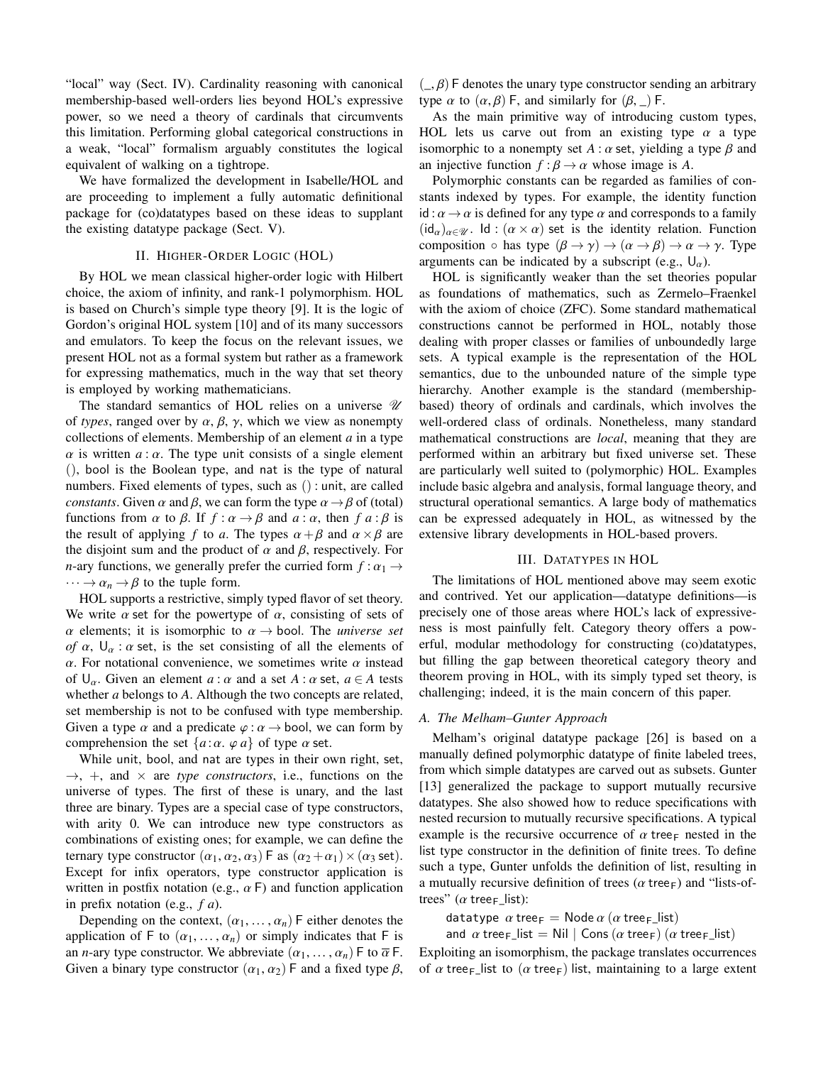"local" way (Sect. IV). Cardinality reasoning with canonical membership-based well-orders lies beyond HOL's expressive power, so we need a theory of cardinals that circumvents this limitation. Performing global categorical constructions in a weak, "local" formalism arguably constitutes the logical equivalent of walking on a tightrope.

We have formalized the development in Isabelle/HOL and are proceeding to implement a fully automatic definitional package for (co)datatypes based on these ideas to supplant the existing datatype package (Sect. V).

## II. Higher-Order Logic (HOL)

By HOL we mean classical higher-order logic with Hilbert choice, the axiom of infinity, and rank-1 polymorphism. HOL is based on Church's simple type theory [9]. It is the logic of Gordon's original HOL system [10] and of its many successors and emulators. To keep the focus on the relevant issues, we present HOL not as a formal system but rather as a framework for expressing mathematics, much in the way that set theory is employed by working mathematicians.

The standard semantics of HOL relies on a universe $\mathscr{U}$ of *types*, ranged over by $\alpha$, $\beta$, $\gamma$, which we view as nonempty collections of elements. Membership of an element $a$ in a type $\alpha$ is written $a : \alpha$. The type $\mathsf{unit}$ consists of a single element $()$, $\mathsf{bool}$ is the Boolean type, and $\mathsf{nat}$ is the type of natural numbers. Fixed elements of types, such as $() : \mathsf{unit}$, are called *constants*. Given $\alpha$ and $\beta$, we can form the type $\alpha \to \beta$ of (total) functions from $\alpha$ to $\beta$. If $f : \alpha \to \beta$ and $a : \alpha$, then $f\ a : \beta$ is the result of applying $f$ to $a$. The types $\alpha + \beta$ and $\alpha \times \beta$ are the disjoint sum and the product of $\alpha$ and $\beta$, respectively. For $n$-ary functions, we generally prefer the curried form $f : \alpha_1 \to \cdots \to \alpha_n \to \beta$ to the tuple form.

HOL supports a restrictive, simply typed flavor of set theory. We write $\alpha\ \mathsf{set}$ for the powertype of $\alpha$, consisting of sets of $\alpha$ elements; it is isomorphic to $\alpha \to \mathsf{bool}$. The *universe set of* $\alpha$, $\mathsf{U}_\alpha : \alpha\ \mathsf{set}$, is the set consisting of all the elements of $\alpha$. For notational convenience, we sometimes write $\alpha$ instead of $\mathsf{U}_\alpha$. Given an element $a : \alpha$ and a set $A : \alpha\ \mathsf{set}$, $a \in A$ tests whether $a$ belongs to $A$. Although the two concepts are related, set membership is not to be confused with type membership. Given a type $\alpha$ and a predicate $\varphi : \alpha \to \mathsf{bool}$, we can form by comprehension the set $\{a\!:\!\alpha.\ \varphi\ a\}$ of type $\alpha\ \mathsf{set}$.

While $\mathsf{unit}$, $\mathsf{bool}$, and $\mathsf{nat}$ are types in their own right, $\mathsf{set}$, $\to$, $+$, and $\times$ are *type constructors*, i.e., functions on the universe of types. The first of these is unary, and the last three are binary. Types are a special case of type constructors, with arity 0. We can introduce new type constructors as combinations of existing ones; for example, we can define the ternary type constructor $(\alpha_1, \alpha_2, \alpha_3)\ \mathsf{F}$ as $(\alpha_2 + \alpha_1) \times (\alpha_3\ \mathsf{set})$. Except for infix operators, type constructor application is written in postfix notation (e.g., $\alpha\ \mathsf{F}$) and function application in prefix notation (e.g., $f\ a$).

Depending on the context, $(\alpha_1, \ldots, \alpha_n)\ \mathsf{F}$ either denotes the application of $\mathsf{F}$ to $(\alpha_1, \ldots, \alpha_n)$ or simply indicates that $\mathsf{F}$ is an $n$-ary type constructor. We abbreviate $(\alpha_1, \ldots, \alpha_n)\ \mathsf{F}$ to $\overline{\alpha}\ \mathsf{F}$. Given a binary type constructor $(\alpha_1, \alpha_2)\ \mathsf{F}$ and a fixed type $\beta$, $(\_, \beta)\ \mathsf{F}$ denotes the unary type constructor sending an arbitrary type $\alpha$ to $(\alpha, \beta)\ \mathsf{F}$, and similarly for $(\beta, \_)\ \mathsf{F}$.

As the main primitive way of introducing custom types, HOL lets us carve out from an existing type $\alpha$ a type isomorphic to a nonempty set $A : \alpha\ \mathsf{set}$, yielding a type $\beta$ and an injective function $f : \beta \to \alpha$ whose image is $A$.

Polymorphic constants can be regarded as families of constants indexed by types. For example, the identity function $\mathsf{id} : \alpha \to \alpha$ is defined for any type $\alpha$ and corresponds to a family $(\mathsf{id}_\alpha)_{\alpha \in \mathscr{U}}$. $\mathsf{Id} : (\alpha \times \alpha)\ \mathsf{set}$ is the identity relation. Function composition $\circ$ has type $(\beta \to \gamma) \to (\alpha \to \beta) \to \alpha \to \gamma$. Type arguments can be indicated by a subscript (e.g., $\mathsf{U}_\alpha$).

HOL is significantly weaker than the set theories popular as foundations of mathematics, such as Zermelo–Fraenkel with the axiom of choice (ZFC). Some standard mathematical constructions cannot be performed in HOL, notably those dealing with proper classes or families of unboundedly large sets. A typical example is the representation of the HOL semantics, due to the unbounded nature of the simple type hierarchy. Another example is the standard (membership-based) theory of ordinals and cardinals, which involves the well-ordered class of ordinals. Nonetheless, many standard mathematical constructions are *local*, meaning that they are performed within an arbitrary but fixed universe set. These are particularly well suited to (polymorphic) HOL. Examples include basic algebra and analysis, formal language theory, and structural operational semantics. A large body of mathematics can be expressed adequately in HOL, as witnessed by the extensive library developments in HOL-based provers.

## III. Datatypes in HOL

The limitations of HOL mentioned above may seem exotic and contrived. Yet our application—datatype definitions—is precisely one of those areas where HOL's lack of expressiveness is most painfully felt. Category theory offers a powerful, modular methodology for constructing (co)datatypes, but filling the gap between theoretical category theory and theorem proving in HOL, with its simply typed set theory, is challenging; indeed, it is the main concern of this paper.

### A. The Melham–Gunter Approach

Melham's original datatype package [26] is based on a manually defined polymorphic datatype of finite labeled trees, from which simple datatypes are carved out as subsets. Gunter [13] generalized the package to support mutually recursive datatypes. She also showed how to reduce specifications with nested recursion to mutually recursive specifications. A typical example is the recursive occurrence of $\alpha\ \mathsf{tree_F}$ nested in the list type constructor in the definition of finite trees. To define such a type, Gunter unfolds the definition of list, resulting in a mutually recursive definition of trees ($\alpha\ \mathsf{tree_F}$) and "lists-of-trees" ($\alpha\ \mathsf{tree_F\_list}$):

$\mathtt{datatype}\ \alpha\ \mathsf{tree_F} = \mathsf{Node}\ \alpha\ (\alpha\ \mathsf{tree_F\_list})$
$\mathtt{and}\ \alpha\ \mathsf{tree_F\_list} = \mathsf{Nil} \mid \mathsf{Cons}\ (\alpha\ \mathsf{tree_F})\ (\alpha\ \mathsf{tree_F\_list})$

Exploiting an isomorphism, the package translates occurrences of $\alpha\ \mathsf{tree_F\_list}$ to $(\alpha\ \mathsf{tree_F})\ \mathsf{list}$, maintaining to a large extent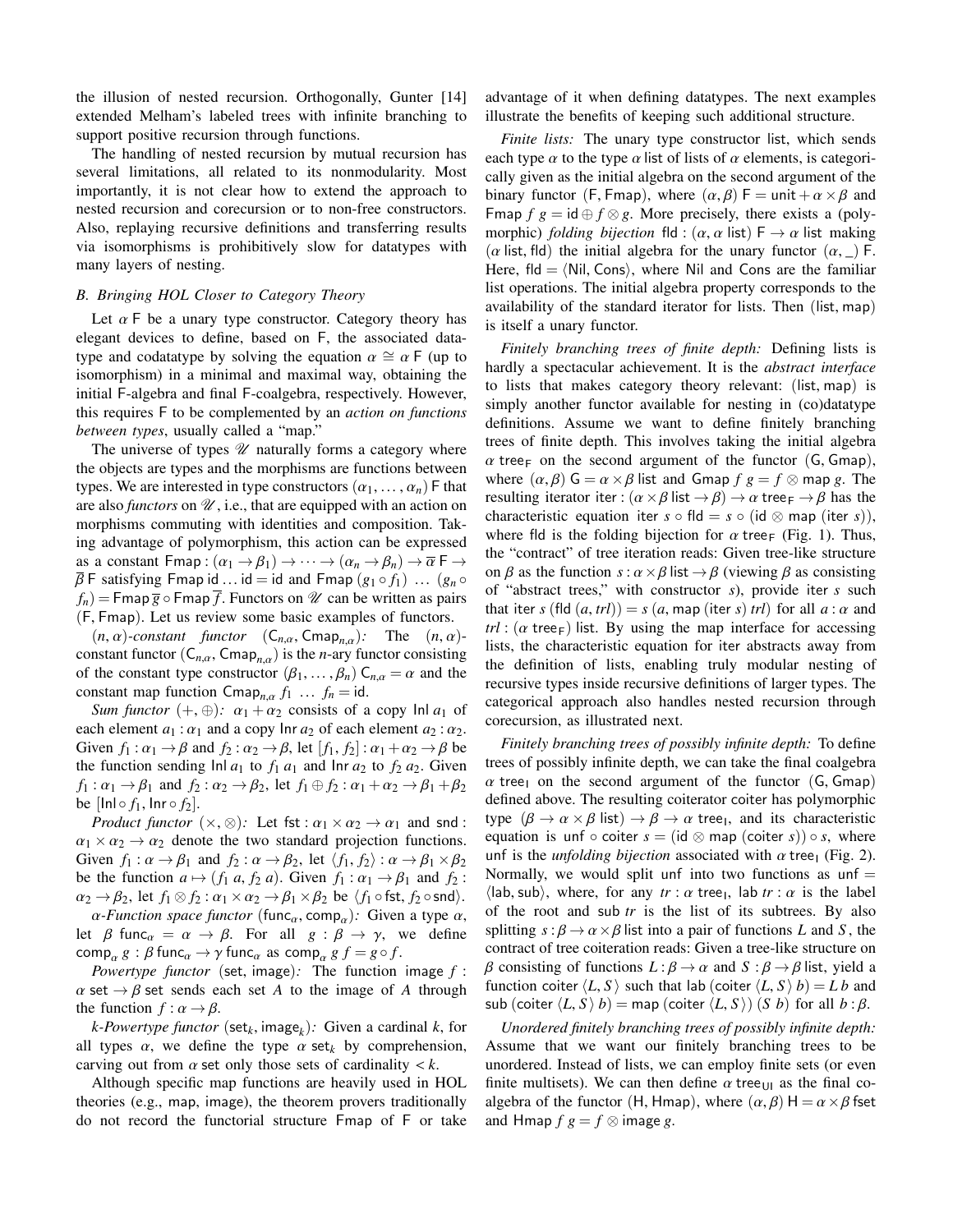the illusion of nested recursion. Orthogonally, Gunter [14] extended Melham's labeled trees with infinite branching to support positive recursion through functions.

The handling of nested recursion by mutual recursion has several limitations, all related to its nonmodularity. Most importantly, it is not clear how to extend the approach to nested recursion and corecursion or to non-free constructors. Also, replaying recursive definitions and transferring results via isomorphisms is prohibitively slow for datatypes with many layers of nesting.

### *B. Bringing HOL Closer to Category Theory*

Let $\alpha$ F be a unary type constructor. Category theory has elegant devices to define, based on F, the associated datatype and codatatype by solving the equation $\alpha \cong \alpha\,\mathsf{F}$ (up to isomorphism) in a minimal and maximal way, obtaining the initial F-algebra and final F-coalgebra, respectively. However, this requires F to be complemented by an *action on functions between types*, usually called a "map."

The universe of types $\mathscr{U}$ naturally forms a category where the objects are types and the morphisms are functions between types. We are interested in type constructors $(\alpha_1, \ldots, \alpha_n)\,\mathsf{F}$ that are also *functors* on $\mathscr{U}$, i.e., that are equipped with an action on morphisms commuting with identities and composition. Taking advantage of polymorphism, this action can be expressed as a constant $\mathsf{Fmap} : (\alpha_1 \to \beta_1) \to \cdots \to (\alpha_n \to \beta_n) \to \overline{\alpha}\,\mathsf{F} \to \overline{\beta}\,\mathsf{F}$ satisfying $\mathsf{Fmap}\ \mathsf{id} \ldots \mathsf{id} = \mathsf{id}$ and $\mathsf{Fmap}\ (g_1 \circ f_1)\ \ldots\ (g_n \circ f_n) = \mathsf{Fmap}\,\overline{g} \circ \mathsf{Fmap}\,\overline{f}$. Functors on $\mathscr{U}$ can be written as pairs (F, Fmap). Let us review some basic examples of functors.

*$(n,\alpha)$-constant functor* $(\mathsf{C}_{n,\alpha}, \mathsf{Cmap}_{n,\alpha})$*:* The $(n,\alpha)$-constant functor $(\mathsf{C}_{n,\alpha}, \mathsf{Cmap}_{n,\alpha})$ is the $n$-ary functor consisting of the constant type constructor $(\beta_1, \ldots, \beta_n)\,\mathsf{C}_{n,\alpha} = \alpha$ and the constant map function $\mathsf{Cmap}_{n,\alpha}\ f_1\ \ldots\ f_n = \mathsf{id}$.

*Sum functor* $(+, \oplus)$*:* $\alpha_1 + \alpha_2$ consists of a copy $\mathsf{Inl}\ a_1$ of each element $a_1 : \alpha_1$ and a copy $\mathsf{Inr}\ a_2$ of each element $a_2 : \alpha_2$. Given $f_1 : \alpha_1 \to \beta$ and $f_2 : \alpha_2 \to \beta$, let $[f_1, f_2] : \alpha_1 + \alpha_2 \to \beta$ be the function sending $\mathsf{Inl}\ a_1$ to $f_1\ a_1$ and $\mathsf{Inr}\ a_2$ to $f_2\ a_2$. Given $f_1 : \alpha_1 \to \beta_1$ and $f_2 : \alpha_2 \to \beta_2$, let $f_1 \oplus f_2 : \alpha_1 + \alpha_2 \to \beta_1 + \beta_2$ be $[\mathsf{Inl} \circ f_1, \mathsf{Inr} \circ f_2]$.

*Product functor* $(\times, \otimes)$*:* Let $\mathsf{fst} : \alpha_1 \times \alpha_2 \to \alpha_1$ and $\mathsf{snd} : \alpha_1 \times \alpha_2 \to \alpha_2$ denote the two standard projection functions. Given $f_1 : \alpha \to \beta_1$ and $f_2 : \alpha \to \beta_2$, let $\langle f_1, f_2 \rangle : \alpha \to \beta_1 \times \beta_2$ be the function $a \mapsto (f_1\ a, f_2\ a)$. Given $f_1 : \alpha_1 \to \beta_1$ and $f_2 : \alpha_2 \to \beta_2$, let $f_1 \otimes f_2 : \alpha_1 \times \alpha_2 \to \beta_1 \times \beta_2$ be $\langle f_1 \circ \mathsf{fst}, f_2 \circ \mathsf{snd} \rangle$.

*$\alpha$-Function space functor* $(\mathsf{func}_\alpha, \mathsf{comp}_\alpha)$*:* Given a type $\alpha$, let $\beta\ \mathsf{func}_\alpha = \alpha \to \beta$. For all $g : \beta \to \gamma$, we define $\mathsf{comp}_\alpha\ g : \beta\ \mathsf{func}_\alpha \to \gamma\ \mathsf{func}_\alpha$ as $\mathsf{comp}_\alpha\ g\ f = g \circ f$.

*Powertype functor* (set, image)*:* The function $\mathsf{image}\ f : \alpha\ \mathsf{set} \to \beta\ \mathsf{set}$ sends each set $A$ to the image of $A$ through the function $f : \alpha \to \beta$.

*$k$-Powertype functor* $(\mathsf{set}_k, \mathsf{image}_k)$*:* Given a cardinal $k$, for all types $\alpha$, we define the type $\alpha\ \mathsf{set}_k$ by comprehension, carving out from $\alpha$ set only those sets of cardinality $< k$.

Although specific map functions are heavily used in HOL theories (e.g., map, image), the theorem provers traditionally do not record the functorial structure Fmap of F or take advantage of it when defining datatypes. The next examples illustrate the benefits of keeping such additional structure.

*Finite lists:* The unary type constructor list, which sends each type $\alpha$ to the type $\alpha$ list of lists of $\alpha$ elements, is categorically given as the initial algebra on the second argument of the binary functor (F, Fmap), where $(\alpha, \beta)\,\mathsf{F} = \mathsf{unit} + \alpha \times \beta$ and $\mathsf{Fmap}\ f\ g = \mathsf{id} \oplus f \otimes g$. More precisely, there exists a (polymorphic) *folding bijection* $\mathsf{fld} : (\alpha, \alpha\ \mathsf{list})\,\mathsf{F} \to \alpha\ \mathsf{list}$ making ($\alpha$ list, fld) the initial algebra for the unary functor $(\alpha, \_)\,\mathsf{F}$. Here, $\mathsf{fld} = \langle \mathsf{Nil}, \mathsf{Cons} \rangle$, where Nil and Cons are the familiar list operations. The initial algebra property corresponds to the availability of the standard iterator for lists. Then (list, map) is itself a unary functor.

*Finitely branching trees of finite depth:* Defining lists is hardly a spectacular achievement. It is the *abstract interface* to lists that makes category theory relevant: (list, map) is simply another functor available for nesting in (co)datatype definitions. Assume we want to define finitely branching trees of finite depth. This involves taking the initial algebra $\alpha\ \mathsf{tree}_\mathsf{F}$ on the second argument of the functor (G, Gmap), where $(\alpha, \beta)\,\mathsf{G} = \alpha \times \beta\ \mathsf{list}$ and $\mathsf{Gmap}\ f\ g = f \otimes \mathsf{map}\ g$. The resulting iterator $\mathsf{iter} : (\alpha \times \beta\ \mathsf{list} \to \beta) \to \alpha\ \mathsf{tree}_\mathsf{F} \to \beta$ has the characteristic equation $\mathsf{iter}\ s \circ \mathsf{fld} = s \circ (\mathsf{id} \otimes \mathsf{map}\ (\mathsf{iter}\ s))$, where fld is the folding bijection for $\alpha\ \mathsf{tree}_\mathsf{F}$ (Fig. 1). Thus, the "contract" of tree iteration reads: Given tree-like structure on $\beta$ as the function $s : \alpha \times \beta\ \mathsf{list} \to \beta$ (viewing $\beta$ as consisting of "abstract trees," with constructor $s$), provide iter $s$ such that $\mathsf{iter}\ s\ (\mathsf{fld}\ (a, \mathit{trl})) = s\ (a, \mathsf{map}\ (\mathsf{iter}\ s)\ \mathit{trl})$ for all $a : \alpha$ and $\mathit{trl} : (\alpha\ \mathsf{tree}_\mathsf{F})$ list. By using the map interface for accessing lists, the characteristic equation for iter abstracts away from the definition of lists, enabling truly modular nesting of recursive types inside recursive definitions of larger types. The categorical approach also handles nested recursion through corecursion, as illustrated next.

*Finitely branching trees of possibly infinite depth:* To define trees of possibly infinite depth, we can take the final coalgebra $\alpha\ \mathsf{tree}_\mathsf{I}$ on the second argument of the functor (G, Gmap) defined above. The resulting coiterator coiter has polymorphic type $(\beta \to \alpha \times \beta\ \mathsf{list}) \to \beta \to \alpha\ \mathsf{tree}_\mathsf{I}$, and its characteristic equation is $\mathsf{unf} \circ \mathsf{coiter}\ s = (\mathsf{id} \otimes \mathsf{map}\ (\mathsf{coiter}\ s)) \circ s$, where unf is the *unfolding bijection* associated with $\alpha\ \mathsf{tree}_\mathsf{I}$ (Fig. 2). Normally, we would split unf into two functions as $\mathsf{unf} = \langle \mathsf{lab}, \mathsf{sub} \rangle$, where, for any $\mathit{tr} : \alpha\ \mathsf{tree}_\mathsf{I}$, $\mathsf{lab}\ \mathit{tr} : \alpha$ is the label of the root and $\mathsf{sub}\ \mathit{tr}$ is the list of its subtrees. By also splitting $s : \beta \to \alpha \times \beta\ \mathsf{list}$ into a pair of functions $L$ and $S$, the contract of tree coiteration reads: Given a tree-like structure on $\beta$ consisting of functions $L : \beta \to \alpha$ and $S : \beta \to \beta\ \mathsf{list}$, yield a function $\mathsf{coiter}\ \langle L, S \rangle$ such that $\mathsf{lab}\ (\mathsf{coiter}\ \langle L, S \rangle\ b) = L\ b$ and $\mathsf{sub}\ (\mathsf{coiter}\ \langle L, S \rangle\ b) = \mathsf{map}\ (\mathsf{coiter}\ \langle L, S \rangle)\ (S\ b)$ for all $b : \beta$.

*Unordered finitely branching trees of possibly infinite depth:* Assume that we want our finitely branching trees to be unordered. Instead of lists, we can employ finite sets (or even finite multisets). We can then define $\alpha\ \mathsf{tree}_\mathsf{UI}$ as the final coalgebra of the functor (H, Hmap), where $(\alpha, \beta)\,\mathsf{H} = \alpha \times \beta\ \mathsf{fset}$ and $\mathsf{Hmap}\ f\ g = f \otimes \mathsf{image}\ g$.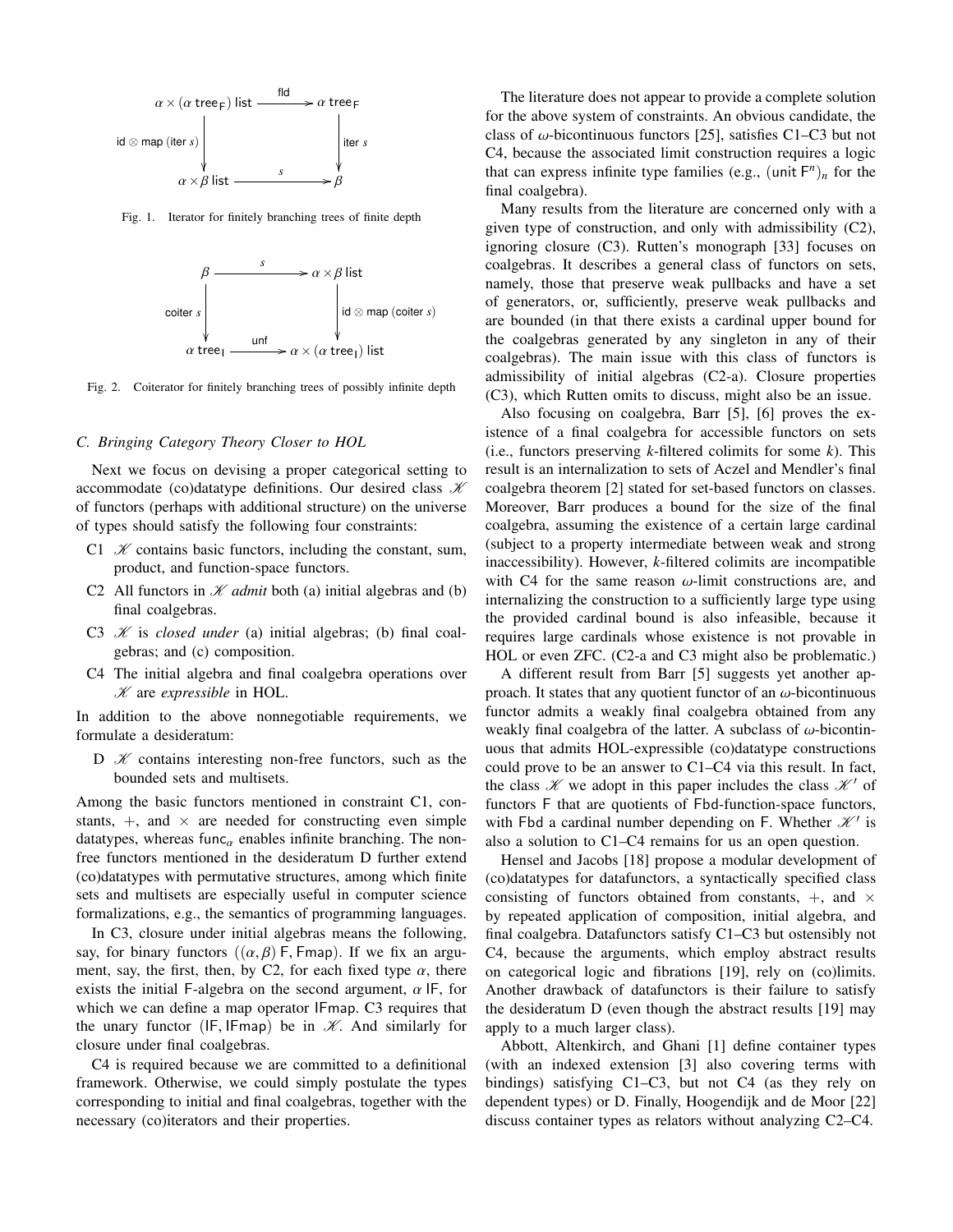$$
\begin{array}{ccc}
\alpha \times (\alpha\ \mathsf{tree_F})\ \mathsf{list} & \xrightarrow{\ \mathsf{fld}\ } & \alpha\ \mathsf{tree_F} \\
\Big\downarrow {\scriptstyle \mathsf{id} \otimes \mathsf{map}\ (\mathsf{iter}\ s)} & & \Big\downarrow {\scriptstyle \mathsf{iter}\ s} \\
\alpha \times \beta\ \mathsf{list} & \xrightarrow{\ s\ } & \beta
\end{array}
$$

Fig. 1. Iterator for finitely branching trees of finite depth

$$
\begin{array}{ccc}
\beta & \xrightarrow{\ s\ } & \alpha \times \beta\ \mathsf{list} \\
\Big\downarrow {\scriptstyle \mathsf{coiter}\ s} & & \Big\downarrow {\scriptstyle \mathsf{id} \otimes \mathsf{map}\ (\mathsf{coiter}\ s)} \\
\alpha\ \mathsf{tree_I} & \xrightarrow{\ \mathsf{unf}\ } & \alpha \times (\alpha\ \mathsf{tree_I})\ \mathsf{list}
\end{array}
$$

Fig. 2. Coiterator for finitely branching trees of possibly infinite depth

### C. Bringing Category Theory Closer to HOL

Next we focus on devising a proper categorical setting to accommodate (co)datatype definitions. Our desired class $\mathscr{K}$ of functors (perhaps with additional structure) on the universe of types should satisfy the following four constraints:

- C1 $\mathscr{K}$ contains basic functors, including the constant, sum, product, and function-space functors.
- C2 All functors in $\mathscr{K}$ *admit* both (a) initial algebras and (b) final coalgebras.
- C3 $\mathscr{K}$ is *closed under* (a) initial algebras; (b) final coalgebras; and (c) composition.
- C4 The initial algebra and final coalgebra operations over $\mathscr{K}$ are *expressible* in HOL.

In addition to the above nonnegotiable requirements, we formulate a desideratum:

- D $\mathscr{K}$ contains interesting non-free functors, such as the bounded sets and multisets.

Among the basic functors mentioned in constraint C1, constants, $+$, and $\times$ are needed for constructing even simple datatypes, whereas $\mathsf{func}_\alpha$ enables infinite branching. The non-free functors mentioned in the desideratum D further extend (co)datatypes with permutative structures, among which finite sets and multisets are especially useful in computer science formalizations, e.g., the semantics of programming languages.

In C3, closure under initial algebras means the following, say, for binary functors $((\alpha, \beta)\ \mathsf{F}, \mathsf{Fmap})$. If we fix an argument, say, the first, then, by C2, for each fixed type $\alpha$, there exists the initial F-algebra on the second argument, $\alpha\ \mathsf{IF}$, for which we can define a map operator $\mathsf{IFmap}$. C3 requires that the unary functor $(\mathsf{IF}, \mathsf{IFmap})$ be in $\mathscr{K}$. And similarly for closure under final coalgebras.

C4 is required because we are committed to a definitional framework. Otherwise, we could simply postulate the types corresponding to initial and final coalgebras, together with the necessary (co)iterators and their properties.

The literature does not appear to provide a complete solution for the above system of constraints. An obvious candidate, the class of $\omega$-bicontinuous functors [25], satisfies C1–C3 but not C4, because the associated limit construction requires a logic that can express infinite type families (e.g., $(\mathsf{unit}\ \mathsf{F}^n)_n$ for the final coalgebra).

Many results from the literature are concerned only with a given type of construction, and only with admissibility (C2), ignoring closure (C3). Rutten's monograph [33] focuses on coalgebras. It describes a general class of functors on sets, namely, those that preserve weak pullbacks and have a set of generators, or, sufficiently, preserve weak pullbacks and are bounded (in that there exists a cardinal upper bound for the coalgebras generated by any singleton in any of their coalgebras). The main issue with this class of functors is admissibility of initial algebras (C2-a). Closure properties (C3), which Rutten omits to discuss, might also be an issue.

Also focusing on coalgebra, Barr [5], [6] proves the existence of a final coalgebra for accessible functors on sets (i.e., functors preserving $k$-filtered colimits for some $k$). This result is an internalization to sets of Aczel and Mendler's final coalgebra theorem [2] stated for set-based functors on classes. Moreover, Barr produces a bound for the size of the final coalgebra, assuming the existence of a certain large cardinal (subject to a property intermediate between weak and strong inaccessibility). However, $k$-filtered colimits are incompatible with C4 for the same reason $\omega$-limit constructions are, and internalizing the construction to a sufficiently large type using the provided cardinal bound is also infeasible, because it requires large cardinals whose existence is not provable in HOL or even ZFC. (C2-a and C3 might also be problematic.)

A different result from Barr [5] suggests yet another approach. It states that any quotient functor of an $\omega$-bicontinuous functor admits a weakly final coalgebra obtained from any weakly final coalgebra of the latter. A subclass of $\omega$-bicontinuous that admits HOL-expressible (co)datatype constructions could prove to be an answer to C1–C4 via this result. In fact, the class $\mathscr{K}$ we adopt in this paper includes the class $\mathscr{K}'$ of functors F that are quotients of Fbd-function-space functors, with Fbd a cardinal number depending on F. Whether $\mathscr{K}'$ is also a solution to C1–C4 remains for us an open question.

Hensel and Jacobs [18] propose a modular development of (co)datatypes for datafunctors, a syntactically specified class consisting of functors obtained from constants, $+$, and $\times$ by repeated application of composition, initial algebra, and final coalgebra. Datafunctors satisfy C1–C3 but ostensibly not C4, because the arguments, which employ abstract results on categorical logic and fibrations [19], rely on (co)limits. Another drawback of datafunctors is their failure to satisfy the desideratum D (even though the abstract results [19] may apply to a much larger class).

Abbott, Altenkirch, and Ghani [1] define container types (with an indexed extension [3] also covering terms with bindings) satisfying C1–C3, but not C4 (as they rely on dependent types) or D. Finally, Hoogendijk and de Moor [22] discuss container types as relators without analyzing C2–C4.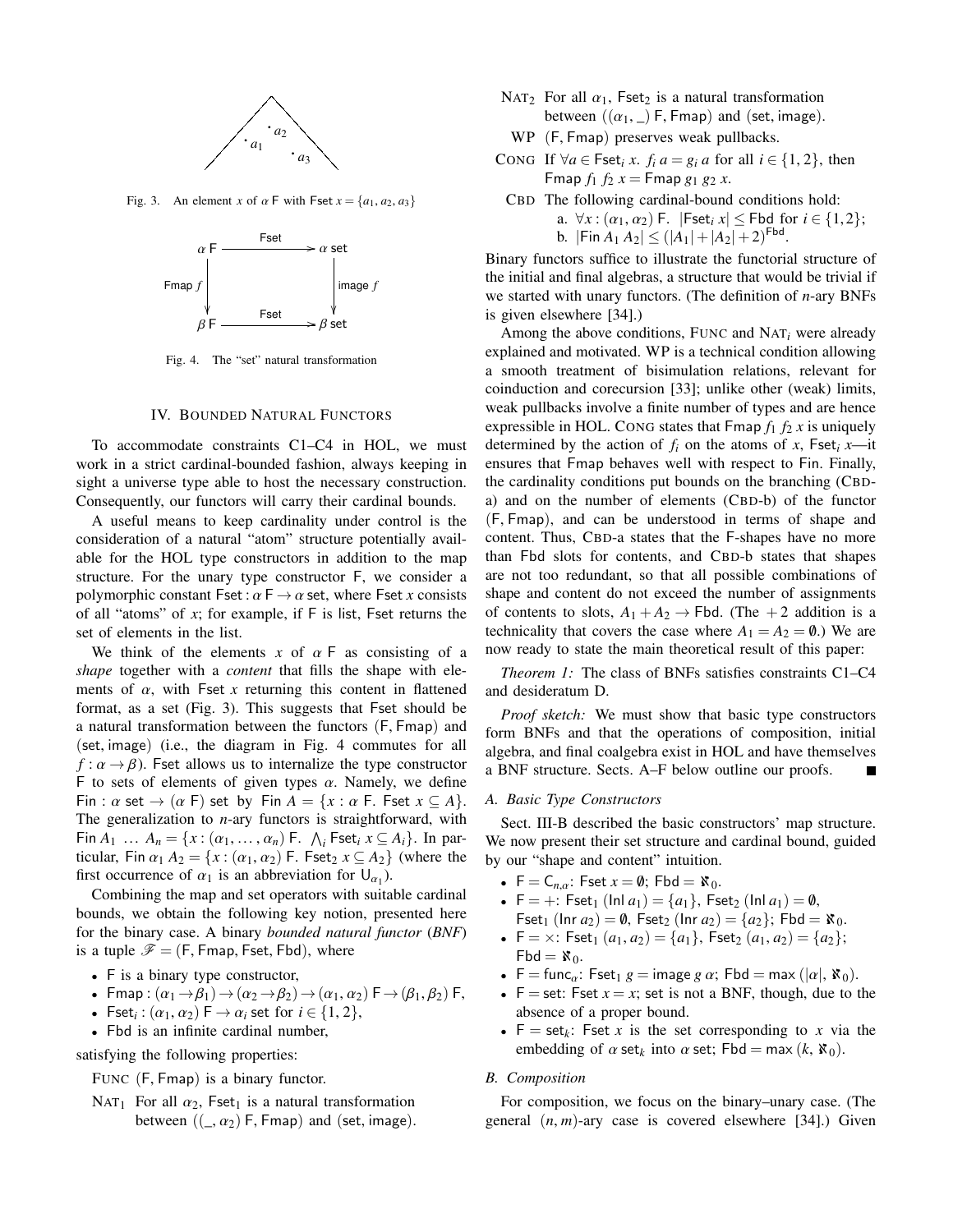Fig. 3. An element $x$ of $\alpha$ F with $\mathsf{Fset}\ x = \{a_1, a_2, a_3\}$

Fig. 4. The "set" natural transformation

## IV. Bounded Natural Functors

To accommodate constraints C1–C4 in HOL, we must work in a strict cardinal-bounded fashion, always keeping in sight a universe type able to host the necessary construction. Consequently, our functors will carry their cardinal bounds.

A useful means to keep cardinality under control is the consideration of a natural "atom" structure potentially available for the HOL type constructors in addition to the map structure. For the unary type constructor F, we consider a polymorphic constant $\mathsf{Fset} : \alpha\ \mathsf{F} \to \alpha\ \mathsf{set}$, where $\mathsf{Fset}\ x$ consists of all "atoms" of $x$; for example, if F is list, Fset returns the set of elements in the list.

We think of the elements $x$ of $\alpha$ F as consisting of a *shape* together with a *content* that fills the shape with elements of $\alpha$, with $\mathsf{Fset}\ x$ returning this content in flattened format, as a set (Fig. 3). This suggests that Fset should be a natural transformation between the functors (F, Fmap) and (set, image) (i.e., the diagram in Fig. 4 commutes for all $f : \alpha \to \beta$). Fset allows us to internalize the type constructor F to sets of elements of given types $\alpha$. Namely, we define $\mathsf{Fin} : \alpha\ \mathsf{set} \to (\alpha\ \mathsf{F})\ \mathsf{set}$ by $\mathsf{Fin}\ A = \{x : \alpha\ \mathsf{F}.\ \mathsf{Fset}\ x \subseteq A\}$. The generalization to $n$-ary functors is straightforward, with $\mathsf{Fin}\ A_1\ \ldots\ A_n = \{x : (\alpha_1, \ldots, \alpha_n)\ \mathsf{F}.\ \bigwedge_i \mathsf{Fset}_i\ x \subseteq A_i\}$. In particular, $\mathsf{Fin}\ \alpha_1\ A_2 = \{x : (\alpha_1, \alpha_2)\ \mathsf{F}.\ \mathsf{Fset}_2\ x \subseteq A_2\}$ (where the first occurrence of $\alpha_1$ is an abbreviation for $\mathsf{U}_{\alpha_1}$).

Combining the map and set operators with suitable cardinal bounds, we obtain the following key notion, presented here for the binary case. A binary *bounded natural functor* (*BNF*) is a tuple $\mathscr{F} = (\mathsf{F}, \mathsf{Fmap}, \mathsf{Fset}, \mathsf{Fbd})$, where

- F is a binary type constructor,
- $\mathsf{Fmap} : (\alpha_1 \to \beta_1) \to (\alpha_2 \to \beta_2) \to (\alpha_1, \alpha_2)\ \mathsf{F} \to (\beta_1, \beta_2)\ \mathsf{F}$,
- $\mathsf{Fset}_i : (\alpha_1, \alpha_2)\ \mathsf{F} \to \alpha_i\ \mathsf{set}$ for $i \in \{1, 2\}$,
- Fbd is an infinite cardinal number,

satisfying the following properties:

FUNC (F, Fmap) is a binary functor.

NAT$_1$ For all $\alpha_2$, $\mathsf{Fset}_1$ is a natural transformation between $((\_, \alpha_2)\ \mathsf{F}, \mathsf{Fmap})$ and (set, image).

NAT$_2$ For all $\alpha_1$, $\mathsf{Fset}_2$ is a natural transformation between $((\alpha_1, \_)\ \mathsf{F}, \mathsf{Fmap})$ and (set, image).

WP (F, Fmap) preserves weak pullbacks.

CONG If $\forall a \in \mathsf{Fset}_i\ x.\ f_i\ a = g_i\ a$ for all $i \in \{1, 2\}$, then $\mathsf{Fmap}\ f_1\ f_2\ x = \mathsf{Fmap}\ g_1\ g_2\ x$.

CBD The following cardinal-bound conditions hold:
a. $\forall x : (\alpha_1, \alpha_2)\ \mathsf{F}.\ \ |\mathsf{Fset}_i\ x| \leq \mathsf{Fbd}$ for $i \in \{1, 2\}$;
b. $|\mathsf{Fin}\ A_1\ A_2| \leq (|A_1| + |A_2| + 2)^{\mathsf{Fbd}}$.

Binary functors suffice to illustrate the functorial structure of the initial and final algebras, a structure that would be trivial if we started with unary functors. (The definition of $n$-ary BNFs is given elsewhere [34].)

Among the above conditions, FUNC and NAT$_i$ were already explained and motivated. WP is a technical condition allowing a smooth treatment of bisimulation relations, relevant for coinduction and corecursion [33]; unlike other (weak) limits, weak pullbacks involve a finite number of types and are hence expressible in HOL. CONG states that $\mathsf{Fmap}\ f_1\ f_2\ x$ is uniquely determined by the action of $f_i$ on the atoms of $x$, $\mathsf{Fset}_i\ x$—it ensures that Fmap behaves well with respect to Fin. Finally, the cardinality conditions put bounds on the branching (CBD-a) and on the number of elements (CBD-b) of the functor (F, Fmap), and can be understood in terms of shape and content. Thus, CBD-a states that the F-shapes have no more than Fbd slots for contents, and CBD-b states that shapes are not too redundant, so that all possible combinations of shape and content do not exceed the number of assignments of contents to slots, $A_1 + A_2 \to \mathsf{Fbd}$. (The $+2$ addition is a technicality that covers the case where $A_1 = A_2 = \emptyset$.) We are now ready to state the main theoretical result of this paper:

*Theorem 1:* The class of BNFs satisfies constraints C1–C4 and desideratum D.

*Proof sketch:* We must show that basic type constructors form BNFs and that the operations of composition, initial algebra, and final coalgebra exist in HOL and have themselves a BNF structure. Sects. A–F below outline our proofs. ∎

### A. Basic Type Constructors

Sect. III-B described the basic constructors' map structure. We now present their set structure and cardinal bound, guided by our "shape and content" intuition.

- $\mathsf{F} = \mathsf{C}_{n,\alpha}$: $\mathsf{Fset}\ x = \emptyset$; $\mathsf{Fbd} = \aleph_0$.
- $\mathsf{F} = +$: $\mathsf{Fset}_1\ (\mathsf{Inl}\ a_1) = \{a_1\}$, $\mathsf{Fset}_2\ (\mathsf{Inl}\ a_1) = \emptyset$, $\mathsf{Fset}_1\ (\mathsf{Inr}\ a_2) = \emptyset$, $\mathsf{Fset}_2\ (\mathsf{Inr}\ a_2) = \{a_2\}$; $\mathsf{Fbd} = \aleph_0$.
- $\mathsf{F} = \times$: $\mathsf{Fset}_1\ (a_1, a_2) = \{a_1\}$, $\mathsf{Fset}_2\ (a_1, a_2) = \{a_2\}$; $\mathsf{Fbd} = \aleph_0$.
- $\mathsf{F} = \mathsf{func}_\alpha$: $\mathsf{Fset}_1\ g = \mathsf{image}\ g\ \alpha$; $\mathsf{Fbd} = \max\,(|\alpha|, \aleph_0)$.
- $\mathsf{F} = \mathsf{set}$: $\mathsf{Fset}\ x = x$; set is not a BNF, though, due to the absence of a proper bound.
- $\mathsf{F} = \mathsf{set}_k$: $\mathsf{Fset}\ x$ is the set corresponding to $x$ via the embedding of $\alpha\ \mathsf{set}_k$ into $\alpha\ \mathsf{set}$; $\mathsf{Fbd} = \max\,(k, \aleph_0)$.

### B. Composition

For composition, we focus on the binary–unary case. (The general $(n, m)$-ary case is covered elsewhere [34].) Given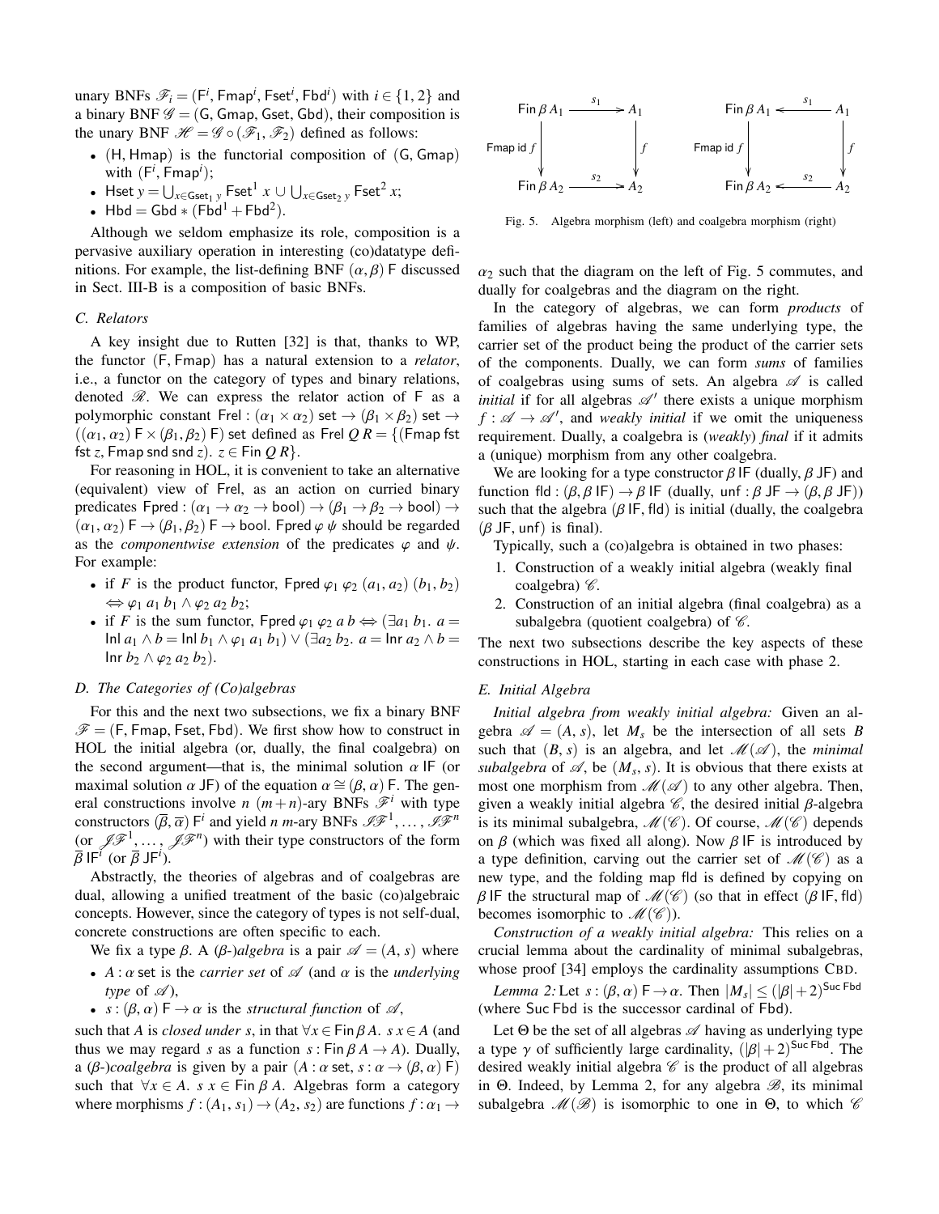unary BNFs $\mathscr{F}_i = (\mathsf{F}^i, \mathsf{Fmap}^i, \mathsf{Fset}^i, \mathsf{Fbd}^i)$ with $i \in \{1, 2\}$ and a binary BNF $\mathscr{G} = (\mathsf{G}, \mathsf{Gmap}, \mathsf{Gset}, \mathsf{Gbd})$, their composition is the unary BNF $\mathscr{H} = \mathscr{G} \circ (\mathscr{F}_1, \mathscr{F}_2)$ defined as follows:

- $(\mathsf{H}, \mathsf{Hmap})$ is the functorial composition of $(\mathsf{G}, \mathsf{Gmap})$ with $(\mathsf{F}^i, \mathsf{Fmap}^i)$;
- $\mathsf{Hset}\ y = \bigcup_{x \in \mathsf{Gset}_1\ y} \mathsf{Fset}^1\ x \cup \bigcup_{x \in \mathsf{Gset}_2\ y} \mathsf{Fset}^2\ x$;
- $\mathsf{Hbd} = \mathsf{Gbd} * (\mathsf{Fbd}^1 + \mathsf{Fbd}^2)$.

Although we seldom emphasize its role, composition is a pervasive auxiliary operation in interesting (co)datatype definitions. For example, the list-defining BNF $(\alpha, \beta)\ \mathsf{F}$ discussed in Sect. III-B is a composition of basic BNFs.

### C. Relators

A key insight due to Rutten [32] is that, thanks to WP, the functor $(\mathsf{F}, \mathsf{Fmap})$ has a natural extension to a *relator*, i.e., a functor on the category of types and binary relations, denoted $\mathscr{R}$. We can express the relator action of $\mathsf{F}$ as a polymorphic constant $\mathsf{Frel} : (\alpha_1 \times \alpha_2)\ \mathsf{set} \to (\beta_1 \times \beta_2)\ \mathsf{set} \to ((\alpha_1, \alpha_2)\ \mathsf{F} \times (\beta_1, \beta_2)\ \mathsf{F})\ \mathsf{set}$ defined as $\mathsf{Frel}\ Q\ R = \{(\mathsf{Fmap\ fst\ fst}\ z, \mathsf{Fmap\ snd\ snd}\ z).\ z \in \mathsf{Fin}\ Q\ R\}$.

For reasoning in HOL, it is convenient to take an alternative (equivalent) view of $\mathsf{Frel}$, as an action on curried binary predicates $\mathsf{Fpred} : (\alpha_1 \to \alpha_2 \to \mathsf{bool}) \to (\beta_1 \to \beta_2 \to \mathsf{bool}) \to (\alpha_1, \alpha_2)\ \mathsf{F} \to (\beta_1, \beta_2)\ \mathsf{F} \to \mathsf{bool}$. $\mathsf{Fpred}\ \varphi\ \psi$ should be regarded as the *componentwise extension* of the predicates $\varphi$ and $\psi$. For example:

- if $F$ is the product functor, $\mathsf{Fpred}\ \varphi_1\ \varphi_2\ (a_1, a_2)\ (b_1, b_2) \Leftrightarrow \varphi_1\ a_1\ b_1 \wedge \varphi_2\ a_2\ b_2$;
- if $F$ is the sum functor, $\mathsf{Fpred}\ \varphi_1\ \varphi_2\ a\ b \Leftrightarrow (\exists a_1\ b_1.\ a = \mathsf{Inl}\ a_1 \wedge b = \mathsf{Inl}\ b_1 \wedge \varphi_1\ a_1\ b_1) \vee (\exists a_2\ b_2.\ a = \mathsf{Inr}\ a_2 \wedge b = \mathsf{Inr}\ b_2 \wedge \varphi_2\ a_2\ b_2)$.

### D. The Categories of (Co)algebras

For this and the next two subsections, we fix a binary BNF $\mathscr{F} = (\mathsf{F}, \mathsf{Fmap}, \mathsf{Fset}, \mathsf{Fbd})$. We first show how to construct in HOL the initial algebra (or, dually, the final coalgebra) on the second argument—that is, the minimal solution $\alpha\ \mathsf{IF}$ (or maximal solution $\alpha\ \mathsf{JF}$) of the equation $\alpha \cong (\beta, \alpha)\ \mathsf{F}$. The general constructions involve $n$ $(m+n)$-ary BNFs $\mathscr{F}^i$ with type constructors $(\overline{\beta}, \overline{\alpha})\ \mathsf{F}^i$ and yield $n$ $m$-ary BNFs $\mathscr{IF}^1, \ldots, \mathscr{IF}^n$ (or $\mathscr{JF}^1, \ldots, \mathscr{JF}^n$) with their type constructors of the form $\overline{\beta}\ \mathsf{IF}^i$ (or $\overline{\beta}\ \mathsf{JF}^i$).

Abstractly, the theories of algebras and of coalgebras are dual, allowing a unified treatment of the basic (co)algebraic concepts. However, since the category of types is not self-dual, concrete constructions are often specific to each.

We fix a type $\beta$. A ($\beta$-)*algebra* is a pair $\mathscr{A} = (A, s)$ where

- $A : \alpha\ \mathsf{set}$ is the *carrier set* of $\mathscr{A}$ (and $\alpha$ is the *underlying type* of $\mathscr{A}$),
- $s : (\beta, \alpha)\ \mathsf{F} \to \alpha$ is the *structural function* of $\mathscr{A}$,

such that $A$ is *closed under* $s$, in that $\forall x \in \mathsf{Fin}\,\beta\, A.\ s\ x \in A$ (and thus we may regard $s$ as a function $s : \mathsf{Fin}\,\beta\, A \to A$). Dually, a ($\beta$-)*coalgebra* is given by a pair $(A : \alpha\ \mathsf{set}, s : \alpha \to (\beta, \alpha)\ \mathsf{F})$ such that $\forall x \in A.\ s\ x \in \mathsf{Fin}\,\beta\, A$. Algebras form a category where morphisms $f : (A_1, s_1) \to (A_2, s_2)$ are functions $f : \alpha_1 \to \alpha_2$ such that the diagram on the left of Fig. 5 commutes, and dually for coalgebras and the diagram on the right.

$$
\begin{array}{ccc}
\mathsf{Fin}\,\beta\, A_1 & \xrightarrow{s_1} & A_1 \\
\downarrow{\scriptstyle \mathsf{Fmap\ id}\ f} & & \downarrow{\scriptstyle f} \\
\mathsf{Fin}\,\beta\, A_2 & \xrightarrow{s_2} & A_2
\end{array}
\qquad\qquad
\begin{array}{ccc}
\mathsf{Fin}\,\beta\, A_1 & \xleftarrow{s_1} & A_1 \\
\downarrow{\scriptstyle \mathsf{Fmap\ id}\ f} & & \downarrow{\scriptstyle f} \\
\mathsf{Fin}\,\beta\, A_2 & \xleftarrow{s_2} & A_2
\end{array}
$$

Fig. 5. Algebra morphism (left) and coalgebra morphism (right)

In the category of algebras, we can form *products* of families of algebras having the same underlying type, the carrier set of the product being the product of the carrier sets of the components. Dually, we can form *sums* of families of coalgebras using sums of sets. An algebra $\mathscr{A}$ is called *initial* if for all algebras $\mathscr{A}'$ there exists a unique morphism $f : \mathscr{A} \to \mathscr{A}'$, and *weakly initial* if we omit the uniqueness requirement. Dually, a coalgebra is (*weakly*) *final* if it admits a (unique) morphism from any other coalgebra.

We are looking for a type constructor $\beta\ \mathsf{IF}$ (dually, $\beta\ \mathsf{JF}$) and function $\mathsf{fld} : (\beta, \beta\ \mathsf{IF}) \to \beta\ \mathsf{IF}$ (dually, $\mathsf{unf} : \beta\ \mathsf{JF} \to (\beta, \beta\ \mathsf{JF})$) such that the algebra $(\beta\ \mathsf{IF}, \mathsf{fld})$ is initial (dually, the coalgebra $(\beta\ \mathsf{JF}, \mathsf{unf})$ is final).

Typically, such a (co)algebra is obtained in two phases:

1. Construction of a weakly initial algebra (weakly final coalgebra) $\mathscr{C}$.
2. Construction of an initial algebra (final coalgebra) as a subalgebra (quotient coalgebra) of $\mathscr{C}$.

The next two subsections describe the key aspects of these constructions in HOL, starting in each case with phase 2.

### E. Initial Algebra

*Initial algebra from weakly initial algebra:* Given an algebra $\mathscr{A} = (A, s)$, let $M_s$ be the intersection of all sets $B$ such that $(B, s)$ is an algebra, and let $\mathscr{M}(\mathscr{A})$, the *minimal subalgebra* of $\mathscr{A}$, be $(M_s, s)$. It is obvious that there exists at most one morphism from $\mathscr{M}(\mathscr{A})$ to any other algebra. Then, given a weakly initial algebra $\mathscr{C}$, the desired initial $\beta$-algebra is its minimal subalgebra, $\mathscr{M}(\mathscr{C})$. Of course, $\mathscr{M}(\mathscr{C})$ depends on $\beta$ (which was fixed all along). Now $\beta\ \mathsf{IF}$ is introduced by a type definition, carving out the carrier set of $\mathscr{M}(\mathscr{C})$ as a new type, and the folding map $\mathsf{fld}$ is defined by copying on $\beta\ \mathsf{IF}$ the structural map of $\mathscr{M}(\mathscr{C})$ (so that in effect $(\beta\ \mathsf{IF}, \mathsf{fld})$ becomes isomorphic to $\mathscr{M}(\mathscr{C})$).

*Construction of a weakly initial algebra:* This relies on a crucial lemma about the cardinality of minimal subalgebras, whose proof [34] employs the cardinality assumptions CBD.

*Lemma 2:* Let $s : (\beta, \alpha)\ \mathsf{F} \to \alpha$. Then $|M_s| \le (|\beta| + 2)^{\mathsf{Suc\ Fbd}}$ (where $\mathsf{Suc\ Fbd}$ is the successor cardinal of $\mathsf{Fbd}$).

Let $\Theta$ be the set of all algebras $\mathscr{A}$ having as underlying type a type $\gamma$ of sufficiently large cardinality, $(|\beta| + 2)^{\mathsf{Suc\ Fbd}}$. The desired weakly initial algebra $\mathscr{C}$ is the product of all algebras in $\Theta$. Indeed, by Lemma 2, for any algebra $\mathscr{B}$, its minimal subalgebra $\mathscr{M}(\mathscr{B})$ is isomorphic to one in $\Theta$, to which $\mathscr{C}$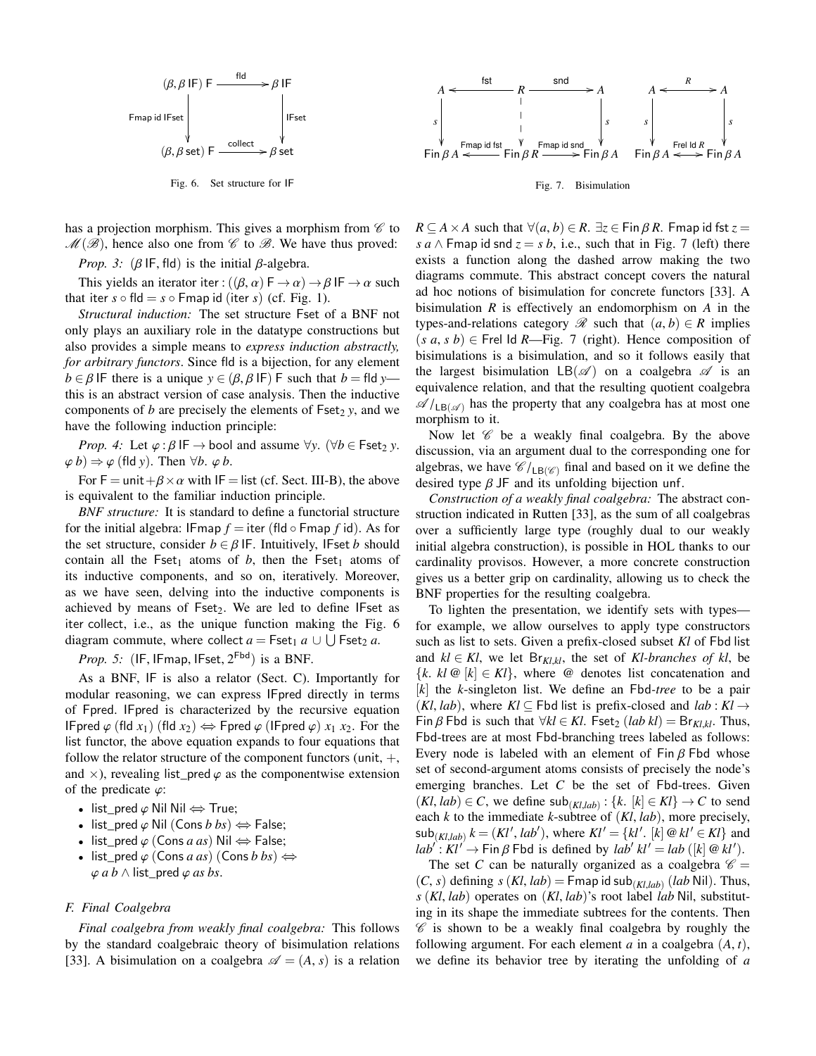$$\begin{array}{ccc}(\beta, \beta\ \mathsf{IF})\ \mathsf{F} & \xrightarrow{\mathsf{fld}} & \beta\ \mathsf{IF} \\ \Big\downarrow{\scriptstyle \mathsf{Fmap\ id\ IFset}} & & \Big\downarrow{\scriptstyle \mathsf{IFset}} \\ (\beta, \beta\ \mathsf{set})\ \mathsf{F} & \xrightarrow{\mathsf{collect}} & \beta\ \mathsf{set}\end{array}$$

Fig. 6. Set structure for IF

$$\begin{array}{ccccc}A & \xleftarrow{\mathsf{fst}} & R & \xrightarrow{\mathsf{snd}} & A \\ \Big\downarrow{\scriptstyle s} & & \Big\downarrow & & \Big\downarrow{\scriptstyle s} \\ \mathsf{Fin}\ \beta\ A & \xleftarrow{\mathsf{Fmap\ id\ fst}} & \mathsf{Fin}\ \beta\ R & \xrightarrow{\mathsf{Fmap\ id\ snd}} & \mathsf{Fin}\ \beta\ A\end{array} \qquad \begin{array}{ccc}A & \xleftrightarrow{R} & A \\ \Big\downarrow{\scriptstyle s} & & \Big\downarrow{\scriptstyle s} \\ \mathsf{Fin}\ \beta\ A & \xleftrightarrow{\mathsf{Frel\ Id}\ R} & \mathsf{Fin}\ \beta\ A\end{array}$$

Fig. 7. Bisimulation

has a projection morphism. This gives a morphism from $\mathscr{C}$ to $\mathscr{M}(\mathscr{B})$, hence also one from $\mathscr{C}$ to $\mathscr{B}$. We have thus proved:

*Prop. 3:* $(\beta\ \mathsf{IF}, \mathsf{fld})$ is the initial $\beta$-algebra.

This yields an iterator $\mathsf{iter} : ((\beta, \alpha)\ \mathsf{F} \to \alpha) \to \beta\ \mathsf{IF} \to \alpha$ such that $\mathsf{iter}\ s \circ \mathsf{fld} = s \circ \mathsf{Fmap\ id}\ (\mathsf{iter}\ s)$ (cf. Fig. 1).

*Structural induction:* The set structure Fset of a BNF not only plays an auxiliary role in the datatype constructions but also provides a simple means to *express induction abstractly, for arbitrary functors*. Since fld is a bijection, for any element $b \in \beta\ \mathsf{IF}$ there is a unique $y \in (\beta, \beta\ \mathsf{IF})\ \mathsf{F}$ such that $b = \mathsf{fld}\ y$—this is an abstract version of case analysis. Then the inductive components of $b$ are precisely the elements of $\mathsf{Fset}_2\ y$, and we have the following induction principle:

*Prop. 4:* Let $\varphi : \beta\ \mathsf{IF} \to \mathsf{bool}$ and assume $\forall y.\ (\forall b \in \mathsf{Fset}_2\ y.\ \varphi\ b) \Rightarrow \varphi\ (\mathsf{fld}\ y)$. Then $\forall b.\ \varphi\ b$.

For $\mathsf{F} = \mathsf{unit} + \beta \times \alpha$ with $\mathsf{IF} = \mathsf{list}$ (cf. Sect. III-B), the above is equivalent to the familiar induction principle.

*BNF structure:* It is standard to define a functorial structure for the initial algebra: $\mathsf{IFmap}\ f = \mathsf{iter}\ (\mathsf{fld} \circ \mathsf{Fmap}\ f\ \mathsf{id})$. As for the set structure, consider $b \in \beta\ \mathsf{IF}$. Intuitively, $\mathsf{IFset}\ b$ should contain all the $\mathsf{Fset}_1$ atoms of $b$, then the $\mathsf{Fset}_1$ atoms of its inductive components, and so on, iteratively. Moreover, as we have seen, delving into the inductive components is achieved by means of $\mathsf{Fset}_2$. We are led to define IFset as iter collect, i.e., as the unique function making the Fig. 6 diagram commute, where $\mathsf{collect}\ a = \mathsf{Fset}_1\ a \cup \bigcup \mathsf{Fset}_2\ a$.

*Prop. 5:* $(\mathsf{IF}, \mathsf{IFmap}, \mathsf{IFset}, 2^{\mathsf{Fbd}})$ is a BNF.

As a BNF, IF is also a relator (Sect. C). Importantly for modular reasoning, we can express IFpred directly in terms of Fpred. IFpred is characterized by the recursive equation $\mathsf{IFpred}\ \varphi\ (\mathsf{fld}\ x_1)\ (\mathsf{fld}\ x_2) \Leftrightarrow \mathsf{Fpred}\ \varphi\ (\mathsf{IFpred}\ \varphi)\ x_1\ x_2$. For the list functor, the above equation expands to four equations that follow the relator structure of the component functors (unit, +, and ×), revealing $\mathsf{list\_pred}\ \varphi$ as the componentwise extension of the predicate $\varphi$:

- $\mathsf{list\_pred}\ \varphi\ \mathsf{Nil}\ \mathsf{Nil} \Leftrightarrow \mathsf{True}$;
- $\mathsf{list\_pred}\ \varphi\ \mathsf{Nil}\ (\mathsf{Cons}\ b\ bs) \Leftrightarrow \mathsf{False}$;
- $\mathsf{list\_pred}\ \varphi\ (\mathsf{Cons}\ a\ as)\ \mathsf{Nil} \Leftrightarrow \mathsf{False}$;
- $\mathsf{list\_pred}\ \varphi\ (\mathsf{Cons}\ a\ as)\ (\mathsf{Cons}\ b\ bs) \Leftrightarrow \varphi\ a\ b \wedge \mathsf{list\_pred}\ \varphi\ as\ bs$.

### F. Final Coalgebra

*Final coalgebra from weakly final coalgebra:* This follows by the standard coalgebraic theory of bisimulation relations [33]. A bisimulation on a coalgebra $\mathscr{A} = (A, s)$ is a relation $R \subseteq A \times A$ such that $\forall (a, b) \in R.\ \exists z \in \mathsf{Fin}\ \beta\ R.\ \mathsf{Fmap\ id\ fst}\ z = s\ a \wedge \mathsf{Fmap\ id\ snd}\ z = s\ b$, i.e., such that in Fig. 7 (left) there exists a function along the dashed arrow making the two diagrams commute. This abstract concept covers the natural ad hoc notions of bisimulation for concrete functors [33]. A bisimulation $R$ is effectively an endomorphism on $A$ in the types-and-relations category $\mathscr{R}$ such that $(a, b) \in R$ implies $(s\ a, s\ b) \in \mathsf{Frel\ Id}\ R$—Fig. 7 (right). Hence composition of bisimulations is a bisimulation, and so it follows easily that the largest bisimulation $\mathsf{LB}(\mathscr{A})$ on a coalgebra $\mathscr{A}$ is an equivalence relation, and that the resulting quotient coalgebra $\mathscr{A}/_{\mathsf{LB}(\mathscr{A})}$ has the property that any coalgebra has at most one morphism to it.

Now let $\mathscr{C}$ be a weakly final coalgebra. By the above discussion, via an argument dual to the corresponding one for algebras, we have $\mathscr{C}/_{\mathsf{LB}(\mathscr{C})}$ final and based on it we define the desired type $\beta\ \mathsf{JF}$ and its unfolding bijection unf.

*Construction of a weakly final coalgebra:* The abstract construction indicated in Rutten [33], as the sum of all coalgebras over a sufficiently large type (roughly dual to our weakly initial algebra construction), is possible in HOL thanks to our cardinality provisos. However, a more concrete construction gives us a better grip on cardinality, allowing us to check the BNF properties for the resulting coalgebra.

To lighten the presentation, we identify sets with types—for example, we allow ourselves to apply type constructors such as list to sets. Given a prefix-closed subset $Kl$ of Fbd list and $kl \in Kl$, we let $\mathsf{Br}_{Kl,kl}$, the set of *Kl-branches of kl*, be $\{k.\ kl\ @\ [k] \in Kl\}$, where @ denotes list concatenation and $[k]$ the $k$-singleton list. We define an Fbd-*tree* to be a pair $(Kl, lab)$, where $Kl \subseteq \mathsf{Fbd\ list}$ is prefix-closed and $lab : Kl \to \mathsf{Fin}\ \beta\ \mathsf{Fbd}$ is such that $\forall kl \in Kl.\ \mathsf{Fset}_2\ (lab\ kl) = \mathsf{Br}_{Kl,kl}$. Thus, Fbd-trees are at most Fbd-branching trees labeled as follows: Every node is labeled with an element of $\mathsf{Fin}\ \beta\ \mathsf{Fbd}$ whose set of second-argument atoms consists of precisely the node's emerging branches. Let $C$ be the set of Fbd-trees. Given $(Kl, lab) \in C$, we define $\mathsf{sub}_{(Kl,lab)} : \{k.\ [k] \in Kl\} \to C$ to send each $k$ to the immediate $k$-subtree of $(Kl, lab)$, more precisely, $\mathsf{sub}_{(Kl,lab)}\ k = (Kl', lab')$, where $Kl' = \{kl'.\ [k]\ @\ kl' \in Kl\}$ and $lab' : Kl' \to \mathsf{Fin}\ \beta\ \mathsf{Fbd}$ is defined by $lab'\ kl' = lab\ ([k]\ @\ kl')$.

The set $C$ can be naturally organized as a coalgebra $\mathscr{C} = (C, s)$ defining $s\ (Kl, lab) = \mathsf{Fmap\ id\ sub}_{(Kl,lab)}\ (lab\ \mathsf{Nil})$. Thus, $s\ (Kl, lab)$ operates on $(Kl, lab)$'s root label $lab$ Nil, substituting in its shape the immediate subtrees for the contents. Then $\mathscr{C}$ is shown to be a weakly final coalgebra by roughly the following argument. For each element $a$ in a coalgebra $(A, t)$, we define its behavior tree by iterating the unfolding of $a$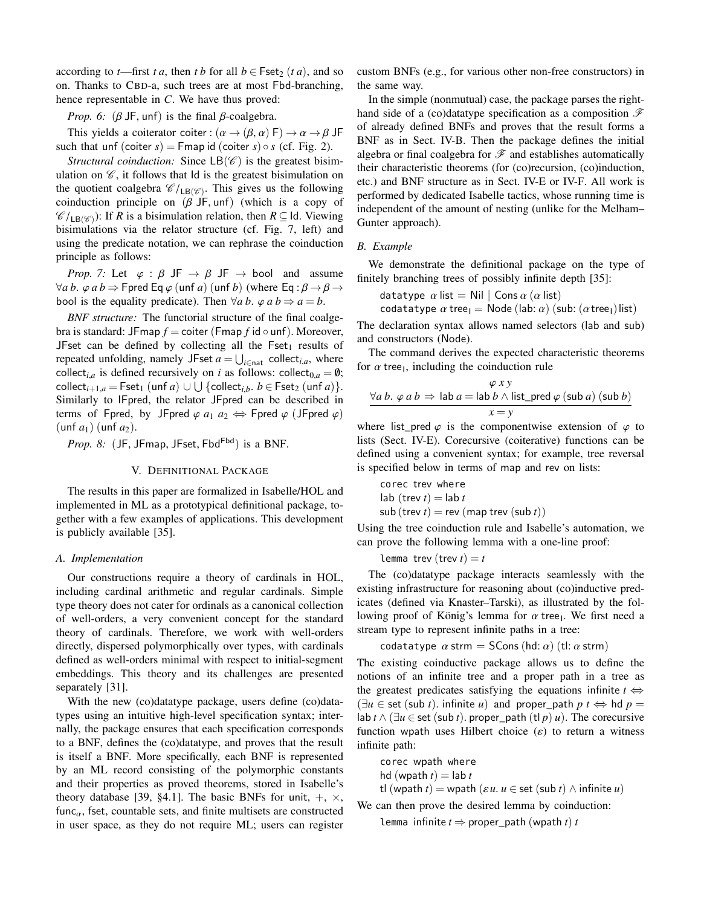according to $t$—first $t\,a$, then $t\,b$ for all $b \in \mathsf{Fset}_2\ (t\,a)$, and so on. Thanks to CBD-a, such trees are at most Fbd-branching, hence representable in $C$. We have thus proved:

*Prop. 6:* ($\beta$ JF, unf) is the final $\beta$-coalgebra.

This yields a coiterator coiter : $(\alpha \to (\beta, \alpha)\ \mathsf{F}) \to \alpha \to \beta\ \mathsf{JF}$ such that unf (coiter $s$) = Fmap id (coiter $s$) $\circ\, s$ (cf. Fig. 2).

*Structural coinduction:* Since $\mathsf{LB}(\mathscr{C})$ is the greatest bisimulation on $\mathscr{C}$, it follows that Id is the greatest bisimulation on the quotient coalgebra $\mathscr{C}/_{\mathsf{LB}(\mathscr{C})}$. This gives us the following coinduction principle on ($\beta$ JF, unf) (which is a copy of $\mathscr{C}/_{\mathsf{LB}(\mathscr{C})}$): If $R$ is a bisimulation relation, then $R \subseteq \mathsf{Id}$. Viewing bisimulations via the relator structure (cf. Fig. 7, left) and using the predicate notation, we can rephrase the coinduction principle as follows:

*Prop. 7:* Let $\varphi : \beta\ \mathsf{JF} \to \beta\ \mathsf{JF} \to \mathsf{bool}$ and assume $\forall a\, b.\ \varphi\ a\ b \Rightarrow \mathsf{Fpred\ Eq}\ \varphi\ (\mathsf{unf}\ a)\ (\mathsf{unf}\ b)$ (where $\mathsf{Eq} : \beta \to \beta \to \mathsf{bool}$ is the equality predicate). Then $\forall a\, b.\ \varphi\ a\ b \Rightarrow a = b$.

*BNF structure:* The functorial structure of the final coalgebra is standard: JFmap $f$ = coiter (Fmap $f$ id $\circ$ unf). Moreover, JFset can be defined by collecting all the $\mathsf{Fset}_1$ results of repeated unfolding, namely JFset $a = \bigcup_{i \in \mathsf{nat}} \mathsf{collect}_{i,a}$, where $\mathsf{collect}_{i,a}$ is defined recursively on $i$ as follows: $\mathsf{collect}_{0,a} = \emptyset$; $\mathsf{collect}_{i+1,a} = \mathsf{Fset}_1\ (\mathsf{unf}\ a) \cup \bigcup\, \{\mathsf{collect}_{i,b}.\ b \in \mathsf{Fset}_2\ (\mathsf{unf}\ a)\}$. Similarly to IFpred, the relator JFpred can be described in terms of Fpred, by JFpred $\varphi\ a_1\ a_2 \iff$ Fpred $\varphi$ (JFpred $\varphi$) (unf $a_1$) (unf $a_2$).

*Prop. 8:* (JF, JFmap, JFset, $\mathsf{Fbd}^{\mathsf{Fbd}}$) is a BNF.

## V. Definitional Package

The results in this paper are formalized in Isabelle/HOL and implemented in ML as a prototypical definitional package, together with a few examples of applications. This development is publicly available [35].

### A. Implementation

Our constructions require a theory of cardinals in HOL, including cardinal arithmetic and regular cardinals. Simple type theory does not cater for ordinals as a canonical collection of well-orders, a very convenient concept for the standard theory of cardinals. Therefore, we work with well-orders directly, dispersed polymorphically over types, with cardinals defined as well-orders minimal with respect to initial-segment embeddings. This theory and its challenges are presented separately [31].

With the new (co)datatype package, users define (co)datatypes using an intuitive high-level specification syntax; internally, the package ensures that each specification corresponds to a BNF, defines the (co)datatype, and proves that the result is itself a BNF. More specifically, each BNF is represented by an ML record consisting of the polymorphic constants and their properties as proved theorems, stored in Isabelle's theory database [39, §4.1]. The basic BNFs for unit, +, ×, $\mathsf{func}_\alpha$, fset, countable sets, and finite multisets are constructed in user space, as they do not require ML; users can register custom BNFs (e.g., for various other non-free constructors) in the same way.

In the simple (nonmutual) case, the package parses the right-hand side of a (co)datatype specification as a composition $\mathscr{F}$ of already defined BNFs and proves that the result forms a BNF as in Sect. IV-B. Then the package defines the initial algebra or final coalgebra for $\mathscr{F}$ and establishes automatically their characteristic theorems (for (co)recursion, (co)induction, etc.) and BNF structure as in Sect. IV-E or IV-F. All work is performed by dedicated Isabelle tactics, whose running time is independent of the amount of nesting (unlike for the Melham–Gunter approach).

### B. Example

We demonstrate the definitional package on the type of finitely branching trees of possibly infinite depth [35]:

```
datatype α list = Nil | Cons α (α list)
codatatype α tree_I = Node (lab: α) (sub: (α tree_I) list)
```

The declaration syntax allows named selectors (lab and sub) and constructors (Node).

The command derives the expected characteristic theorems for $\alpha$ $\mathsf{tree_I}$, including the coinduction rule

$$\frac{\varphi\ x\ y \qquad \forall a\, b.\ \varphi\ a\ b \Rightarrow \mathsf{lab}\ a = \mathsf{lab}\ b \wedge \mathsf{list\_pred}\ \varphi\ (\mathsf{sub}\ a)\ (\mathsf{sub}\ b)}{x = y}$$

where list_pred $\varphi$ is the componentwise extension of $\varphi$ to lists (Sect. IV-E). Corecursive (coiterative) functions can be defined using a convenient syntax; for example, tree reversal is specified below in terms of map and rev on lists:

```
corec trev where
lab (trev t) = lab t
sub (trev t) = rev (map trev (sub t))
```

Using the tree coinduction rule and Isabelle's automation, we can prove the following lemma with a one-line proof:

```
lemma trev (trev t) = t
```

The (co)datatype package interacts seamlessly with the existing infrastructure for reasoning about (co)inductive predicates (defined via Knaster–Tarski), as illustrated by the following proof of König's lemma for $\alpha$ $\mathsf{tree_I}$. We first need a stream type to represent infinite paths in a tree:

```
codatatype α strm = SCons (hd: α) (tl: α strm)
```

The existing coinductive package allows us to define the notions of an infinite tree and a proper path in a tree as the greatest predicates satisfying the equations infinite $t \iff (\exists u \in \mathsf{set}\ (\mathsf{sub}\ t).\ \mathsf{infinite}\ u)$ and proper_path $p\ t \iff \mathsf{hd}\ p = \mathsf{lab}\ t \wedge (\exists u \in \mathsf{set}\ (\mathsf{sub}\ t).\ \mathsf{proper\_path}\ (\mathsf{tl}\ p)\ u)$. The corecursive function wpath uses Hilbert choice ($\varepsilon$) to return a witness infinite path:

```
corec wpath where
hd (wpath t) = lab t
tl (wpath t) = wpath (εu. u ∈ set (sub t) ∧ infinite u)
```

We can then prove the desired lemma by coinduction:

```
lemma infinite t ⇒ proper_path (wpath t) t
```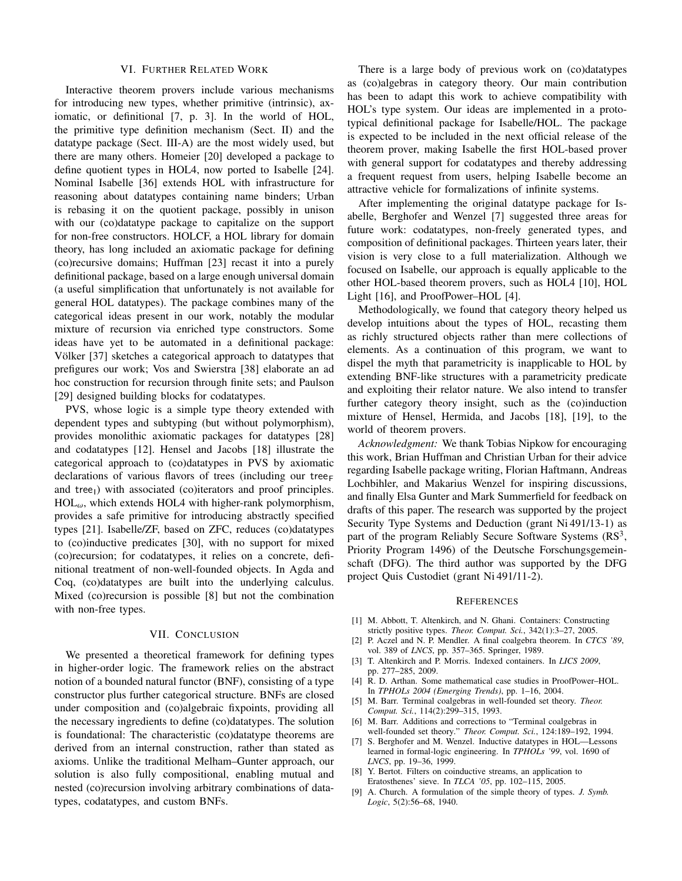## VI. Further Related Work

Interactive theorem provers include various mechanisms for introducing new types, whether primitive (intrinsic), axiomatic, or definitional [7, p. 3]. In the world of HOL, the primitive type definition mechanism (Sect. II) and the datatype package (Sect. III-A) are the most widely used, but there are many others. Homeier [20] developed a package to define quotient types in HOL4, now ported to Isabelle [24]. Nominal Isabelle [36] extends HOL with infrastructure for reasoning about datatypes containing name binders; Urban is rebasing it on the quotient package, possibly in unison with our (co)datatype package to capitalize on the support for non-free constructors. HOLCF, a HOL library for domain theory, has long included an axiomatic package for defining (co)recursive domains; Huffman [23] recast it into a purely definitional package, based on a large enough universal domain (a useful simplification that unfortunately is not available for general HOL datatypes). The package combines many of the categorical ideas present in our work, notably the modular mixture of recursion via enriched type constructors. Some ideas have yet to be automated in a definitional package: Völker [37] sketches a categorical approach to datatypes that prefigures our work; Vos and Swierstra [38] elaborate an ad hoc construction for recursion through finite sets; and Paulson [29] designed building blocks for codatatypes.

PVS, whose logic is a simple type theory extended with dependent types and subtyping (but without polymorphism), provides monolithic axiomatic packages for datatypes [28] and codatatypes [12]. Hensel and Jacobs [18] illustrate the categorical approach to (co)datatypes in PVS by axiomatic declarations of various flavors of trees (including our $\mathsf{tree_F}$ and $\mathsf{tree_I}$) with associated (co)iterators and proof principles. $\mathrm{HOL}_\omega$, which extends HOL4 with higher-rank polymorphism, provides a safe primitive for introducing abstractly specified types [21]. Isabelle/ZF, based on ZFC, reduces (co)datatypes to (co)inductive predicates [30], with no support for mixed (co)recursion; for codatatypes, it relies on a concrete, definitional treatment of non-well-founded objects. In Agda and Coq, (co)datatypes are built into the underlying calculus. Mixed (co)recursion is possible [8] but not the combination with non-free types.

## VII. Conclusion

We presented a theoretical framework for defining types in higher-order logic. The framework relies on the abstract notion of a bounded natural functor (BNF), consisting of a type constructor plus further categorical structure. BNFs are closed under composition and (co)algebraic fixpoints, providing all the necessary ingredients to define (co)datatypes. The solution is foundational: The characteristic (co)datatype theorems are derived from an internal construction, rather than stated as axioms. Unlike the traditional Melham–Gunter approach, our solution is also fully compositional, enabling mutual and nested (co)recursion involving arbitrary combinations of datatypes, codatatypes, and custom BNFs.

There is a large body of previous work on (co)datatypes as (co)algebras in category theory. Our main contribution has been to adapt this work to achieve compatibility with HOL's type system. Our ideas are implemented in a prototypical definitional package for Isabelle/HOL. The package is expected to be included in the next official release of the theorem prover, making Isabelle the first HOL-based prover with general support for codatatypes and thereby addressing a frequent request from users, helping Isabelle become an attractive vehicle for formalizations of infinite systems.

After implementing the original datatype package for Isabelle, Berghofer and Wenzel [7] suggested three areas for future work: codatatypes, non-freely generated types, and composition of definitional packages. Thirteen years later, their vision is very close to a full materialization. Although we focused on Isabelle, our approach is equally applicable to the other HOL-based theorem provers, such as HOL4 [10], HOL Light [16], and ProofPower–HOL [4].

Methodologically, we found that category theory helped us develop intuitions about the types of HOL, recasting them as richly structured objects rather than mere collections of elements. As a continuation of this program, we want to dispel the myth that parametricity is inapplicable to HOL by extending BNF-like structures with a parametricity predicate and exploiting their relator nature. We also intend to transfer further category theory insight, such as the (co)induction mixture of Hensel, Hermida, and Jacobs [18], [19], to the world of theorem provers.

*Acknowledgment:* We thank Tobias Nipkow for encouraging this work, Brian Huffman and Christian Urban for their advice regarding Isabelle package writing, Florian Haftmann, Andreas Lochbihler, and Makarius Wenzel for inspiring discussions, and finally Elsa Gunter and Mark Summerfield for feedback on drafts of this paper. The research was supported by the project Security Type Systems and Deduction (grant Ni 491/13-1) as part of the program Reliably Secure Software Systems ($\mathrm{RS}^3$, Priority Program 1496) of the Deutsche Forschungsgemeinschaft (DFG). The third author was supported by the DFG project Quis Custodiet (grant Ni 491/11-2).

## References

[1] M. Abbott, T. Altenkirch, and N. Ghani. Containers: Constructing strictly positive types. *Theor. Comput. Sci.*, 342(1):3–27, 2005.

[2] P. Aczel and N. P. Mendler. A final coalgebra theorem. In *CTCS '89*, vol. 389 of *LNCS*, pp. 357–365. Springer, 1989.

[3] T. Altenkirch and P. Morris. Indexed containers. In *LICS 2009*, pp. 277–285, 2009.

[4] R. D. Arthan. Some mathematical case studies in ProofPower–HOL. In *TPHOLs 2004 (Emerging Trends)*, pp. 1–16, 2004.

[5] M. Barr. Terminal coalgebras in well-founded set theory. *Theor. Comput. Sci.*, 114(2):299–315, 1993.

[6] M. Barr. Additions and corrections to "Terminal coalgebras in well-founded set theory." *Theor. Comput. Sci.*, 124:189–192, 1994.

[7] S. Berghofer and M. Wenzel. Inductive datatypes in HOL—Lessons learned in formal-logic engineering. In *TPHOLs '99*, vol. 1690 of *LNCS*, pp. 19–36, 1999.

[8] Y. Bertot. Filters on coinductive streams, an application to Eratosthenes' sieve. In *TLCA '05*, pp. 102–115, 2005.

[9] A. Church. A formulation of the simple theory of types. *J. Symb. Logic*, 5(2):56–68, 1940.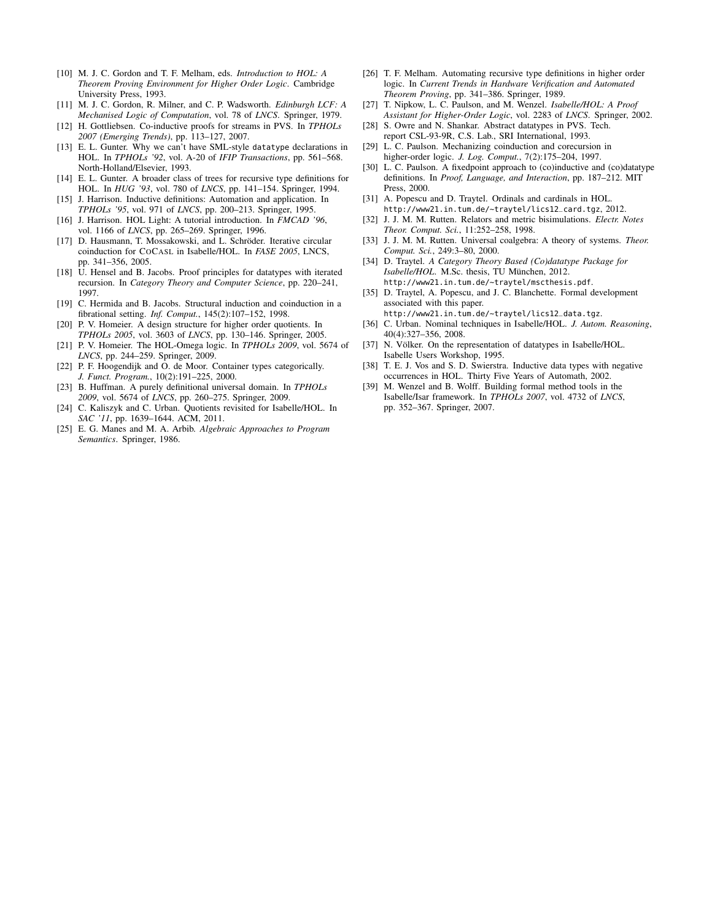[10] M. J. C. Gordon and T. F. Melham, eds. *Introduction to HOL: A Theorem Proving Environment for Higher Order Logic*. Cambridge University Press, 1993.

[11] M. J. C. Gordon, R. Milner, and C. P. Wadsworth. *Edinburgh LCF: A Mechanised Logic of Computation*, vol. 78 of *LNCS*. Springer, 1979.

[12] H. Gottliebsen. Co-inductive proofs for streams in PVS. In *TPHOLs 2007 (Emerging Trends)*, pp. 113–127, 2007.

[13] E. L. Gunter. Why we can't have SML-style `datatype` declarations in HOL. In *TPHOLs '92*, vol. A-20 of *IFIP Transactions*, pp. 561–568. North-Holland/Elsevier, 1993.

[14] E. L. Gunter. A broader class of trees for recursive type definitions for HOL. In *HUG '93*, vol. 780 of *LNCS*, pp. 141–154. Springer, 1994.

[15] J. Harrison. Inductive definitions: Automation and application. In *TPHOLs '95*, vol. 971 of *LNCS*, pp. 200–213. Springer, 1995.

[16] J. Harrison. HOL Light: A tutorial introduction. In *FMCAD '96*, vol. 1166 of *LNCS*, pp. 265–269. Springer, 1996.

[17] D. Hausmann, T. Mossakowski, and L. Schröder. Iterative circular coinduction for CoCasl in Isabelle/HOL. In *FASE 2005*, LNCS, pp. 341–356, 2005.

[18] U. Hensel and B. Jacobs. Proof principles for datatypes with iterated recursion. In *Category Theory and Computer Science*, pp. 220–241, 1997.

[19] C. Hermida and B. Jacobs. Structural induction and coinduction in a fibrational setting. *Inf. Comput.*, 145(2):107–152, 1998.

[20] P. V. Homeier. A design structure for higher order quotients. In *TPHOLs 2005*, vol. 3603 of *LNCS*, pp. 130–146. Springer, 2005.

[21] P. V. Homeier. The HOL-Omega logic. In *TPHOLs 2009*, vol. 5674 of *LNCS*, pp. 244–259. Springer, 2009.

[22] P. F. Hoogendijk and O. de Moor. Container types categorically. *J. Funct. Program.*, 10(2):191–225, 2000.

[23] B. Huffman. A purely definitional universal domain. In *TPHOLs 2009*, vol. 5674 of *LNCS*, pp. 260–275. Springer, 2009.

[24] C. Kaliszyk and C. Urban. Quotients revisited for Isabelle/HOL. In *SAC '11*, pp. 1639–1644. ACM, 2011.

[25] E. G. Manes and M. A. Arbib. *Algebraic Approaches to Program Semantics*. Springer, 1986.

[26] T. F. Melham. Automating recursive type definitions in higher order logic. In *Current Trends in Hardware Verification and Automated Theorem Proving*, pp. 341–386. Springer, 1989.

[27] T. Nipkow, L. C. Paulson, and M. Wenzel. *Isabelle/HOL: A Proof Assistant for Higher-Order Logic*, vol. 2283 of *LNCS*. Springer, 2002.

[28] S. Owre and N. Shankar. Abstract datatypes in PVS. Tech. report CSL-93-9R, C.S. Lab., SRI International, 1993.

[29] L. C. Paulson. Mechanizing coinduction and corecursion in higher-order logic. *J. Log. Comput.*, 7(2):175–204, 1997.

[30] L. C. Paulson. A fixedpoint approach to (co)inductive and (co)datatype definitions. In *Proof, Language, and Interaction*, pp. 187–212. MIT Press, 2000.

[31] A. Popescu and D. Traytel. Ordinals and cardinals in HOL. `http://www21.in.tum.de/~traytel/lics12_card.tgz`, 2012.

[32] J. J. M. M. Rutten. Relators and metric bisimulations. *Electr. Notes Theor. Comput. Sci.*, 11:252–258, 1998.

[33] J. J. M. M. Rutten. Universal coalgebra: A theory of systems. *Theor. Comput. Sci.*, 249:3–80, 2000.

[34] D. Traytel. *A Category Theory Based (Co)datatype Package for Isabelle/HOL*. M.Sc. thesis, TU München, 2012. `http://www21.in.tum.de/~traytel/mscthesis.pdf`.

[35] D. Traytel, A. Popescu, and J. C. Blanchette. Formal development associated with this paper. `http://www21.in.tum.de/~traytel/lics12_data.tgz`.

[36] C. Urban. Nominal techniques in Isabelle/HOL. *J. Autom. Reasoning*, 40(4):327–356, 2008.

[37] N. Völker. On the representation of datatypes in Isabelle/HOL. Isabelle Users Workshop, 1995.

[38] T. E. J. Vos and S. D. Swierstra. Inductive data types with negative occurrences in HOL. Thirty Five Years of Automath, 2002.

[39] M. Wenzel and B. Wolff. Building formal method tools in the Isabelle/Isar framework. In *TPHOLs 2007*, vol. 4732 of *LNCS*, pp. 352–367. Springer, 2007.